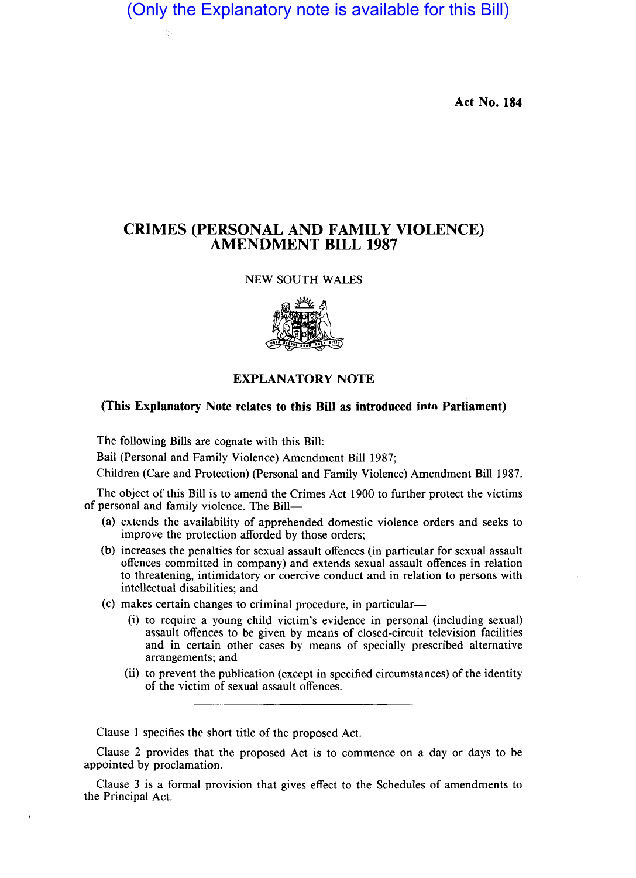(Only the Explanatory note is available for this Bill)

Act No. 184

# CRIMES (PERSONAL AND FAMILY VIOLENCE) AMENDMENT BILL 1987

NEW SOUTH WALES

## EXPLANATORY NOTE

**(This Explanatory Note relates to this Bill as introduced into Parliament)**

The following Bills are cognate with this Bill:

Bail (Personal and Family Violence) Amendment Bill 1987;

Children (Care and Protection) (Personal and Family Violence) Amendment Bill 1987.

The object of this Bill is to amend the Crimes Act 1900 to further protect the victims of personal and family violence. The Bill—

(a) extends the availability of apprehended domestic violence orders and seeks to improve the protection afforded by those orders;

(b) increases the penalties for sexual assault offences (in particular for sexual assault offences committed in company) and extends sexual assault offences in relation to threatening, intimidatory or coercive conduct and in relation to persons with intellectual disabilities; and

(c) makes certain changes to criminal procedure, in particular—

(i) to require a young child victim's evidence in personal (including sexual) assault offences to be given by means of closed-circuit television facilities and in certain other cases by means of specially prescribed alternative arrangements; and

(ii) to prevent the publication (except in specified circumstances) of the identity of the victim of sexual assault offences.

---

Clause 1 specifies the short title of the proposed Act.

Clause 2 provides that the proposed Act is to commence on a day or days to be appointed by proclamation.

Clause 3 is a formal provision that gives effect to the Schedules of amendments to the Principal Act.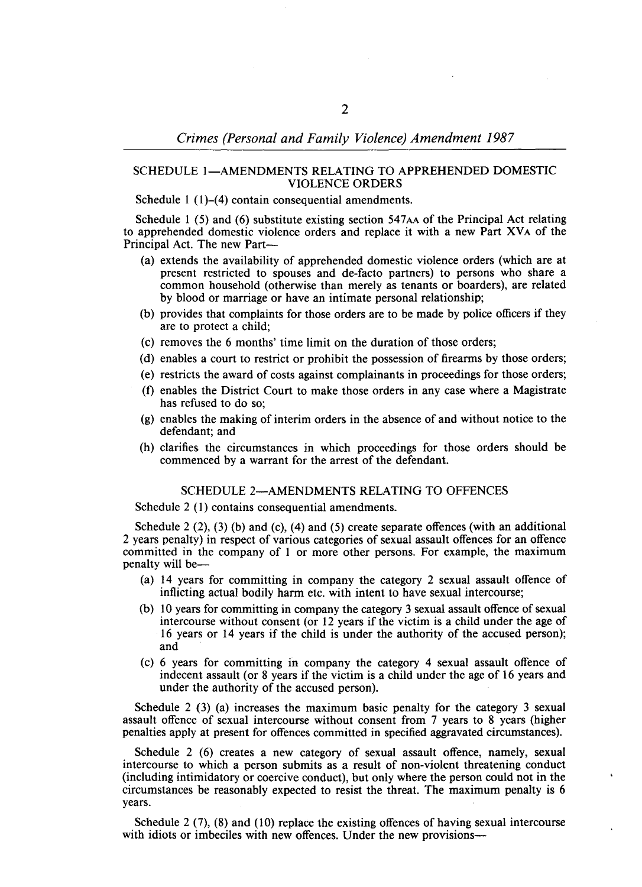## SCHEDULE 1—AMENDMENTS RELATING TO APPREHENDED DOMESTIC VIOLENCE ORDERS

Schedule 1 (1)–(4) contain consequential amendments.

Schedule 1 (5) and (6) substitute existing section 547AA of the Principal Act relating to apprehended domestic violence orders and replace it with a new Part XVA of the Principal Act. The new Part—

- (a) extends the availability of apprehended domestic violence orders (which are at present restricted to spouses and de-facto partners) to persons who share a common household (otherwise than merely as tenants or boarders), are related by blood or marriage or have an intimate personal relationship;
- (b) provides that complaints for those orders are to be made by police officers if they are to protect a child;
- (c) removes the 6 months' time limit on the duration of those orders;
- (d) enables a court to restrict or prohibit the possession of firearms by those orders;
- (e) restricts the award of costs against complainants in proceedings for those orders;
- (f) enables the District Court to make those orders in any case where a Magistrate has refused to do so;
- (g) enables the making of interim orders in the absence of and without notice to the defendant; and
- (h) clarifies the circumstances in which proceedings for those orders should be commenced by a warrant for the arrest of the defendant.

## SCHEDULE 2—AMENDMENTS RELATING TO OFFENCES

Schedule 2 (1) contains consequential amendments.

Schedule 2 (2), (3) (b) and (c), (4) and (5) create separate offences (with an additional 2 years penalty) in respect of various categories of sexual assault offences for an offence committed in the company of 1 or more other persons. For example, the maximum penalty will be—

- (a) 14 years for committing in company the category 2 sexual assault offence of inflicting actual bodily harm etc. with intent to have sexual intercourse;
- (b) 10 years for committing in company the category 3 sexual assault offence of sexual intercourse without consent (or 12 years if the victim is a child under the age of 16 years or 14 years if the child is under the authority of the accused person); and
- (c) 6 years for committing in company the category 4 sexual assault offence of indecent assault (or 8 years if the victim is a child under the age of 16 years and under the authority of the accused person).

Schedule 2 (3) (a) increases the maximum basic penalty for the category 3 sexual assault offence of sexual intercourse without consent from 7 years to 8 years (higher penalties apply at present for offences committed in specified aggravated circumstances).

Schedule 2 (6) creates a new category of sexual assault offence, namely, sexual intercourse to which a person submits as a result of non-violent threatening conduct (including intimidatory or coercive conduct), but only where the person could not in the circumstances be reasonably expected to resist the threat. The maximum penalty is 6 years.

Schedule 2 (7), (8) and (10) replace the existing offences of having sexual intercourse with idiots or imbeciles with new offences. Under the new provisions—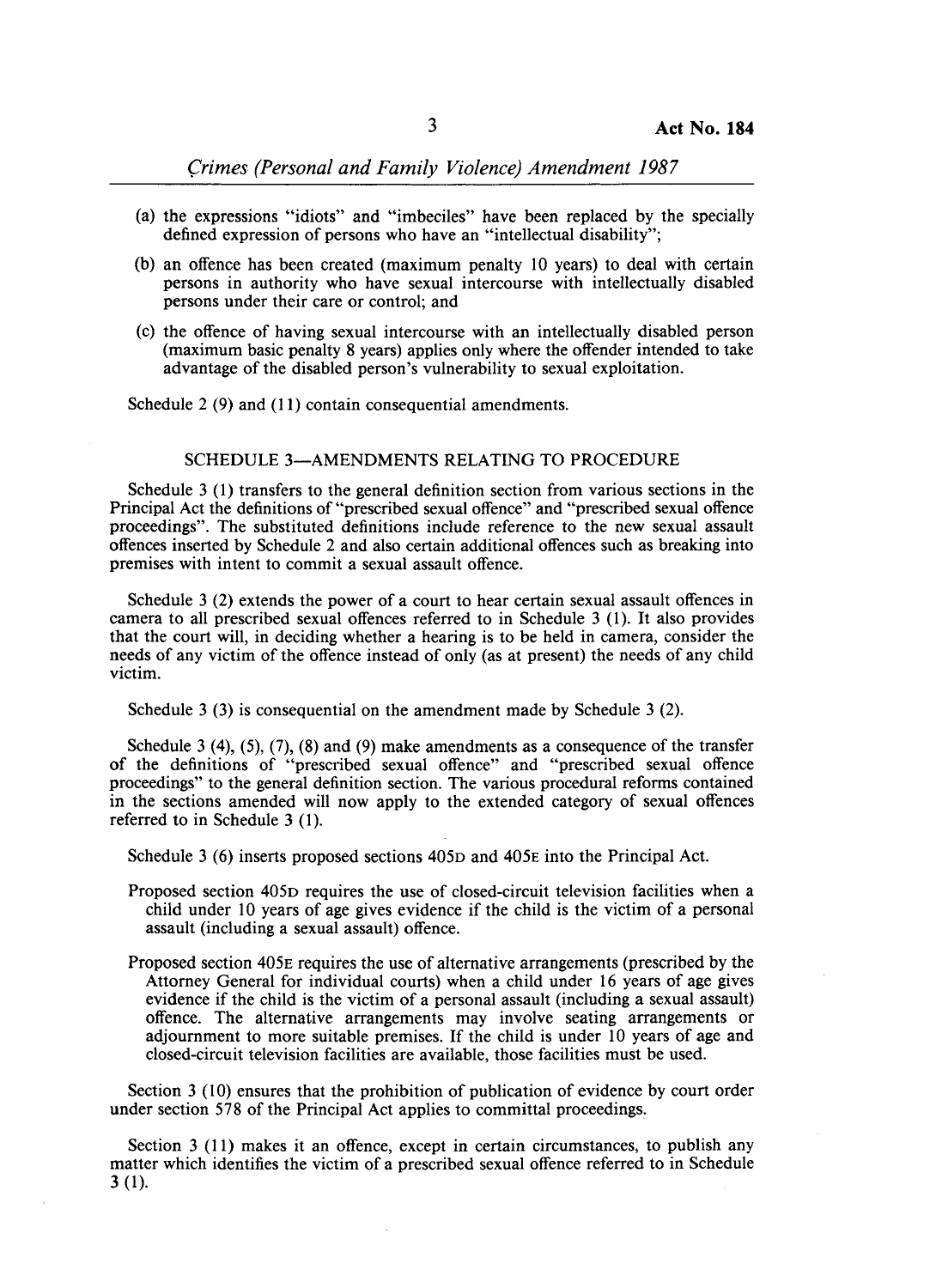(a) the expressions "idiots" and "imbeciles" have been replaced by the specially defined expression of persons who have an "intellectual disability";

(b) an offence has been created (maximum penalty 10 years) to deal with certain persons in authority who have sexual intercourse with intellectually disabled persons under their care or control; and

(c) the offence of having sexual intercourse with an intellectually disabled person (maximum basic penalty 8 years) applies only where the offender intended to take advantage of the disabled person's vulnerability to sexual exploitation.

Schedule 2 (9) and (11) contain consequential amendments.

## SCHEDULE 3—AMENDMENTS RELATING TO PROCEDURE

Schedule 3 (1) transfers to the general definition section from various sections in the Principal Act the definitions of "prescribed sexual offence" and "prescribed sexual offence proceedings". The substituted definitions include reference to the new sexual assault offences inserted by Schedule 2 and also certain additional offences such as breaking into premises with intent to commit a sexual assault offence.

Schedule 3 (2) extends the power of a court to hear certain sexual assault offences in camera to all prescribed sexual offences referred to in Schedule 3 (1). It also provides that the court will, in deciding whether a hearing is to be held in camera, consider the needs of any victim of the offence instead of only (as at present) the needs of any child victim.

Schedule 3 (3) is consequential on the amendment made by Schedule 3 (2).

Schedule 3 (4), (5), (7), (8) and (9) make amendments as a consequence of the transfer of the definitions of "prescribed sexual offence" and "prescribed sexual offence proceedings" to the general definition section. The various procedural reforms contained in the sections amended will now apply to the extended category of sexual offences referred to in Schedule 3 (1).

Schedule 3 (6) inserts proposed sections 405D and 405E into the Principal Act.

Proposed section 405D requires the use of closed-circuit television facilities when a child under 10 years of age gives evidence if the child is the victim of a personal assault (including a sexual assault) offence.

Proposed section 405E requires the use of alternative arrangements (prescribed by the Attorney General for individual courts) when a child under 16 years of age gives evidence if the child is the victim of a personal assault (including a sexual assault) offence. The alternative arrangements may involve seating arrangements or adjournment to more suitable premises. If the child is under 10 years of age and closed-circuit television facilities are available, those facilities must be used.

Section 3 (10) ensures that the prohibition of publication of evidence by court order under section 578 of the Principal Act applies to committal proceedings.

Section 3 (11) makes it an offence, except in certain circumstances, to publish any matter which identifies the victim of a prescribed sexual offence referred to in Schedule 3 (1).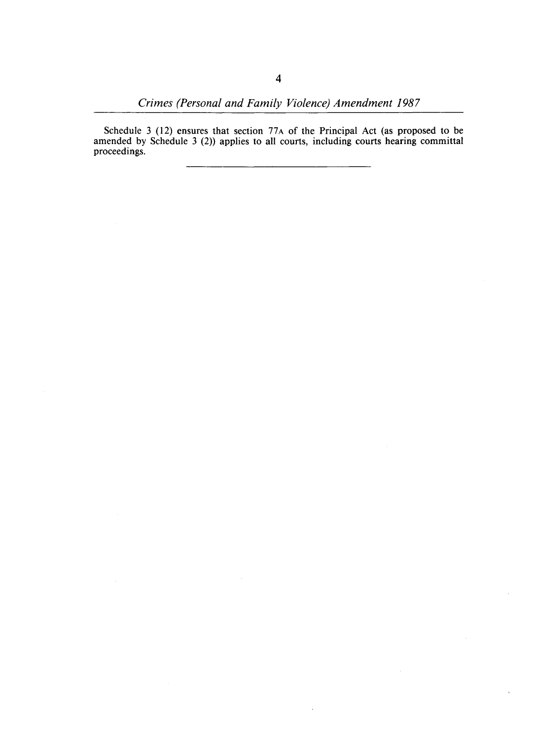Schedule 3 (12) ensures that section 77A of the Principal Act (as proposed to be amended by Schedule 3 (2)) applies to all courts, including courts hearing committal proceedings.